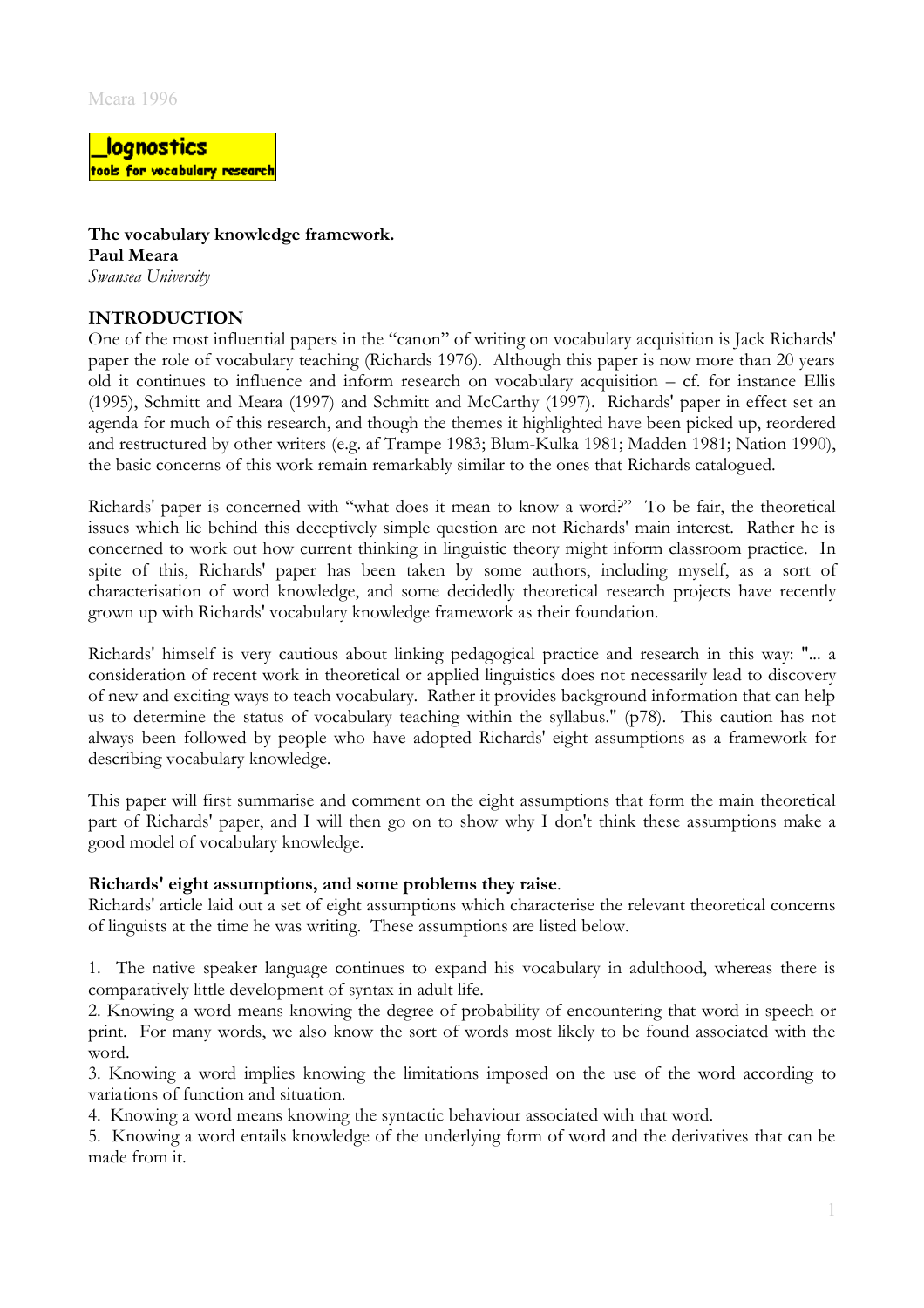**The vocabulary knowledge framework.**
**Paul Meara**
*Swansea University*

## INTRODUCTION

One of the most influential papers in the "canon" of writing on vocabulary acquisition is Jack Richards' paper the role of vocabulary teaching (Richards 1976). Although this paper is now more than 20 years old it continues to influence and inform research on vocabulary acquisition – cf. for instance Ellis (1995), Schmitt and Meara (1997) and Schmitt and McCarthy (1997). Richards' paper in effect set an agenda for much of this research, and though the themes it highlighted have been picked up, reordered and restructured by other writers (e.g. af Trampe 1983; Blum-Kulka 1981; Madden 1981; Nation 1990), the basic concerns of this work remain remarkably similar to the ones that Richards catalogued.

Richards' paper is concerned with "what does it mean to know a word?" To be fair, the theoretical issues which lie behind this deceptively simple question are not Richards' main interest. Rather he is concerned to work out how current thinking in linguistic theory might inform classroom practice. In spite of this, Richards' paper has been taken by some authors, including myself, as a sort of characterisation of word knowledge, and some decidedly theoretical research projects have recently grown up with Richards' vocabulary knowledge framework as their foundation.

Richards' himself is very cautious about linking pedagogical practice and research in this way: "... a consideration of recent work in theoretical or applied linguistics does not necessarily lead to discovery of new and exciting ways to teach vocabulary. Rather it provides background information that can help us to determine the status of vocabulary teaching within the syllabus." (p78). This caution has not always been followed by people who have adopted Richards' eight assumptions as a framework for describing vocabulary knowledge.

This paper will first summarise and comment on the eight assumptions that form the main theoretical part of Richards' paper, and I will then go on to show why I don't think these assumptions make a good model of vocabulary knowledge.

**Richards' eight assumptions, and some problems they raise**.

Richards' article laid out a set of eight assumptions which characterise the relevant theoretical concerns of linguists at the time he was writing. These assumptions are listed below.

1. The native speaker language continues to expand his vocabulary in adulthood, whereas there is comparatively little development of syntax in adult life.
2. Knowing a word means knowing the degree of probability of encountering that word in speech or print. For many words, we also know the sort of words most likely to be found associated with the word.
3. Knowing a word implies knowing the limitations imposed on the use of the word according to variations of function and situation.
4. Knowing a word means knowing the syntactic behaviour associated with that word.
5. Knowing a word entails knowledge of the underlying form of word and the derivatives that can be made from it.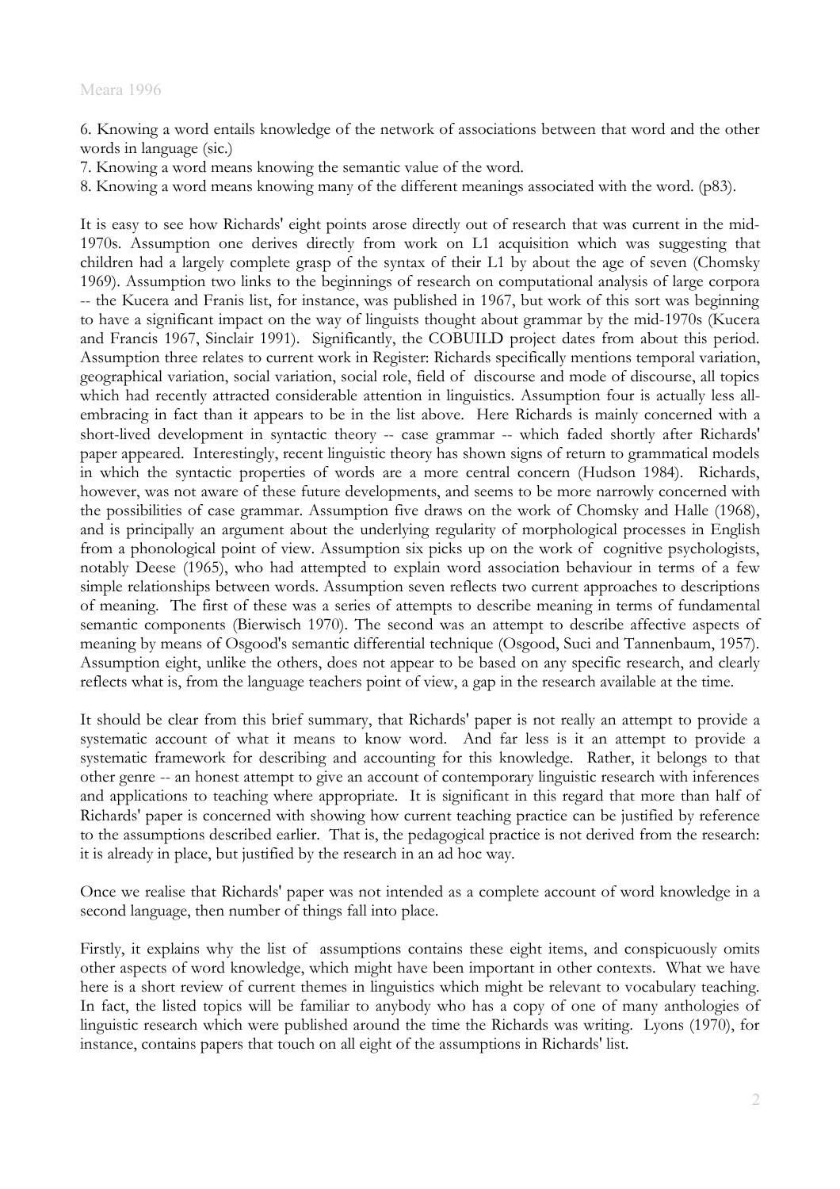6. Knowing a word entails knowledge of the network of associations between that word and the other words in language (sic.)
7. Knowing a word means knowing the semantic value of the word.
8. Knowing a word means knowing many of the different meanings associated with the word. (p83).

It is easy to see how Richards' eight points arose directly out of research that was current in the mid-1970s. Assumption one derives directly from work on L1 acquisition which was suggesting that children had a largely complete grasp of the syntax of their L1 by about the age of seven (Chomsky 1969). Assumption two links to the beginnings of research on computational analysis of large corpora -- the Kucera and Franis list, for instance, was published in 1967, but work of this sort was beginning to have a significant impact on the way of linguists thought about grammar by the mid-1970s (Kucera and Francis 1967, Sinclair 1991). Significantly, the COBUILD project dates from about this period. Assumption three relates to current work in Register: Richards specifically mentions temporal variation, geographical variation, social variation, social role, field of discourse and mode of discourse, all topics which had recently attracted considerable attention in linguistics. Assumption four is actually less all-embracing in fact than it appears to be in the list above. Here Richards is mainly concerned with a short-lived development in syntactic theory -- case grammar -- which faded shortly after Richards' paper appeared. Interestingly, recent linguistic theory has shown signs of return to grammatical models in which the syntactic properties of words are a more central concern (Hudson 1984). Richards, however, was not aware of these future developments, and seems to be more narrowly concerned with the possibilities of case grammar. Assumption five draws on the work of Chomsky and Halle (1968), and is principally an argument about the underlying regularity of morphological processes in English from a phonological point of view. Assumption six picks up on the work of cognitive psychologists, notably Deese (1965), who had attempted to explain word association behaviour in terms of a few simple relationships between words. Assumption seven reflects two current approaches to descriptions of meaning. The first of these was a series of attempts to describe meaning in terms of fundamental semantic components (Bierwisch 1970). The second was an attempt to describe affective aspects of meaning by means of Osgood's semantic differential technique (Osgood, Suci and Tannenbaum, 1957). Assumption eight, unlike the others, does not appear to be based on any specific research, and clearly reflects what is, from the language teachers point of view, a gap in the research available at the time.

It should be clear from this brief summary, that Richards' paper is not really an attempt to provide a systematic account of what it means to know word. And far less is it an attempt to provide a systematic framework for describing and accounting for this knowledge. Rather, it belongs to that other genre -- an honest attempt to give an account of contemporary linguistic research with inferences and applications to teaching where appropriate. It is significant in this regard that more than half of Richards' paper is concerned with showing how current teaching practice can be justified by reference to the assumptions described earlier. That is, the pedagogical practice is not derived from the research: it is already in place, but justified by the research in an ad hoc way.

Once we realise that Richards' paper was not intended as a complete account of word knowledge in a second language, then number of things fall into place.

Firstly, it explains why the list of assumptions contains these eight items, and conspicuously omits other aspects of word knowledge, which might have been important in other contexts. What we have here is a short review of current themes in linguistics which might be relevant to vocabulary teaching. In fact, the listed topics will be familiar to anybody who has a copy of one of many anthologies of linguistic research which were published around the time the Richards was writing. Lyons (1970), for instance, contains papers that touch on all eight of the assumptions in Richards' list.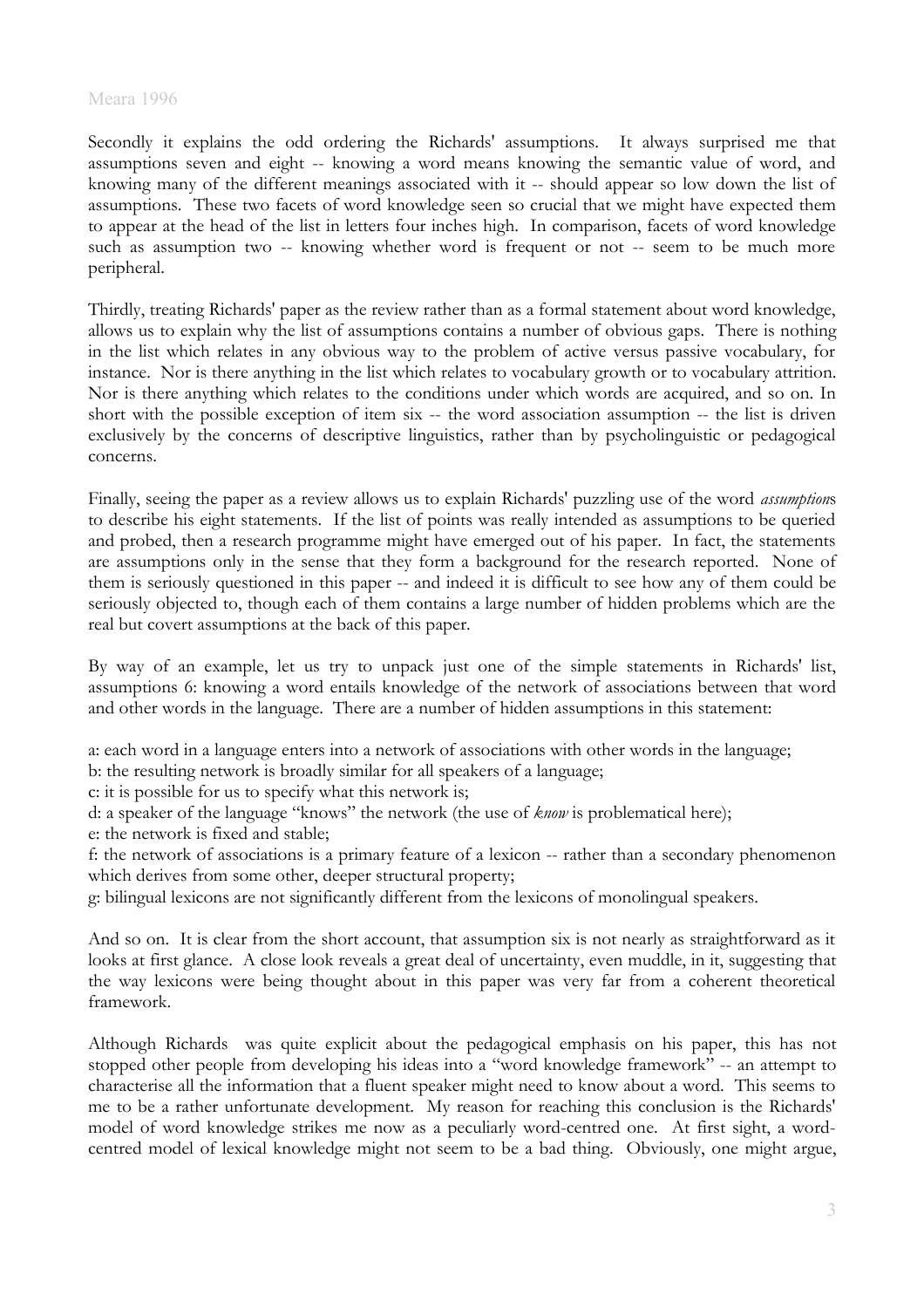Secondly it explains the odd ordering the Richards' assumptions. It always surprised me that assumptions seven and eight -- knowing a word means knowing the semantic value of word, and knowing many of the different meanings associated with it -- should appear so low down the list of assumptions. These two facets of word knowledge seen so crucial that we might have expected them to appear at the head of the list in letters four inches high. In comparison, facets of word knowledge such as assumption two -- knowing whether word is frequent or not -- seem to be much more peripheral.

Thirdly, treating Richards' paper as the review rather than as a formal statement about word knowledge, allows us to explain why the list of assumptions contains a number of obvious gaps. There is nothing in the list which relates in any obvious way to the problem of active versus passive vocabulary, for instance. Nor is there anything in the list which relates to vocabulary growth or to vocabulary attrition. Nor is there anything which relates to the conditions under which words are acquired, and so on. In short with the possible exception of item six -- the word association assumption -- the list is driven exclusively by the concerns of descriptive linguistics, rather than by psycholinguistic or pedagogical concerns.

Finally, seeing the paper as a review allows us to explain Richards' puzzling use of the word *assumptions* to describe his eight statements. If the list of points was really intended as assumptions to be queried and probed, then a research programme might have emerged out of his paper. In fact, the statements are assumptions only in the sense that they form a background for the research reported. None of them is seriously questioned in this paper -- and indeed it is difficult to see how any of them could be seriously objected to, though each of them contains a large number of hidden problems which are the real but covert assumptions at the back of this paper.

By way of an example, let us try to unpack just one of the simple statements in Richards' list, assumptions 6: knowing a word entails knowledge of the network of associations between that word and other words in the language. There are a number of hidden assumptions in this statement:

a: each word in a language enters into a network of associations with other words in the language;
b: the resulting network is broadly similar for all speakers of a language;
c: it is possible for us to specify what this network is;
d: a speaker of the language "knows" the network (the use of *know* is problematical here);
e: the network is fixed and stable;
f: the network of associations is a primary feature of a lexicon -- rather than a secondary phenomenon which derives from some other, deeper structural property;
g: bilingual lexicons are not significantly different from the lexicons of monolingual speakers.

And so on. It is clear from the short account, that assumption six is not nearly as straightforward as it looks at first glance. A close look reveals a great deal of uncertainty, even muddle, in it, suggesting that the way lexicons were being thought about in this paper was very far from a coherent theoretical framework.

Although Richards was quite explicit about the pedagogical emphasis on his paper, this has not stopped other people from developing his ideas into a "word knowledge framework" -- an attempt to characterise all the information that a fluent speaker might need to know about a word. This seems to me to be a rather unfortunate development. My reason for reaching this conclusion is the Richards' model of word knowledge strikes me now as a peculiarly word-centred one. At first sight, a word-centred model of lexical knowledge might not seem to be a bad thing. Obviously, one might argue,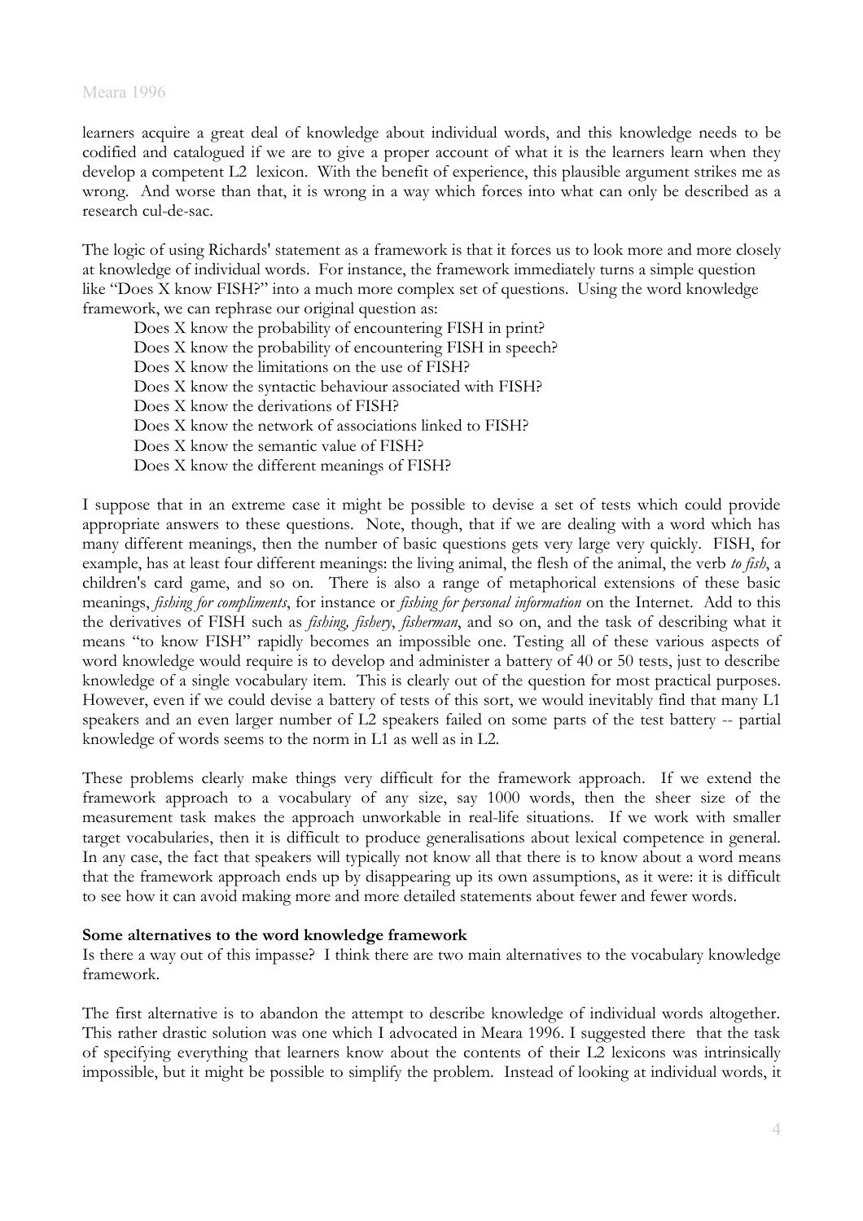learners acquire a great deal of knowledge about individual words, and this knowledge needs to be codified and catalogued if we are to give a proper account of what it is the learners learn when they develop a competent L2 lexicon. With the benefit of experience, this plausible argument strikes me as wrong. And worse than that, it is wrong in a way which forces into what can only be described as a research cul-de-sac.

The logic of using Richards' statement as a framework is that it forces us to look more and more closely at knowledge of individual words. For instance, the framework immediately turns a simple question like "Does X know FISH?" into a much more complex set of questions. Using the word knowledge framework, we can rephrase our original question as:

> Does X know the probability of encountering FISH in print?
> Does X know the probability of encountering FISH in speech?
> Does X know the limitations on the use of FISH?
> Does X know the syntactic behaviour associated with FISH?
> Does X know the derivations of FISH?
> Does X know the network of associations linked to FISH?
> Does X know the semantic value of FISH?
> Does X know the different meanings of FISH?

I suppose that in an extreme case it might be possible to devise a set of tests which could provide appropriate answers to these questions. Note, though, that if we are dealing with a word which has many different meanings, then the number of basic questions gets very large very quickly. FISH, for example, has at least four different meanings: the living animal, the flesh of the animal, the verb *to fish*, a children's card game, and so on. There is also a range of metaphorical extensions of these basic meanings, *fishing for compliments*, for instance or *fishing for personal information* on the Internet. Add to this the derivatives of FISH such as *fishing, fishery*, *fisherman*, and so on, and the task of describing what it means "to know FISH" rapidly becomes an impossible one. Testing all of these various aspects of word knowledge would require is to develop and administer a battery of 40 or 50 tests, just to describe knowledge of a single vocabulary item. This is clearly out of the question for most practical purposes. However, even if we could devise a battery of tests of this sort, we would inevitably find that many L1 speakers and an even larger number of L2 speakers failed on some parts of the test battery -- partial knowledge of words seems to the norm in L1 as well as in L2.

These problems clearly make things very difficult for the framework approach. If we extend the framework approach to a vocabulary of any size, say 1000 words, then the sheer size of the measurement task makes the approach unworkable in real-life situations. If we work with smaller target vocabularies, then it is difficult to produce generalisations about lexical competence in general. In any case, the fact that speakers will typically not know all that there is to know about a word means that the framework approach ends up by disappearing up its own assumptions, as it were: it is difficult to see how it can avoid making more and more detailed statements about fewer and fewer words.

**Some alternatives to the word knowledge framework**

Is there a way out of this impasse? I think there are two main alternatives to the vocabulary knowledge framework.

The first alternative is to abandon the attempt to describe knowledge of individual words altogether. This rather drastic solution was one which I advocated in Meara 1996. I suggested there that the task of specifying everything that learners know about the contents of their L2 lexicons was intrinsically impossible, but it might be possible to simplify the problem. Instead of looking at individual words, it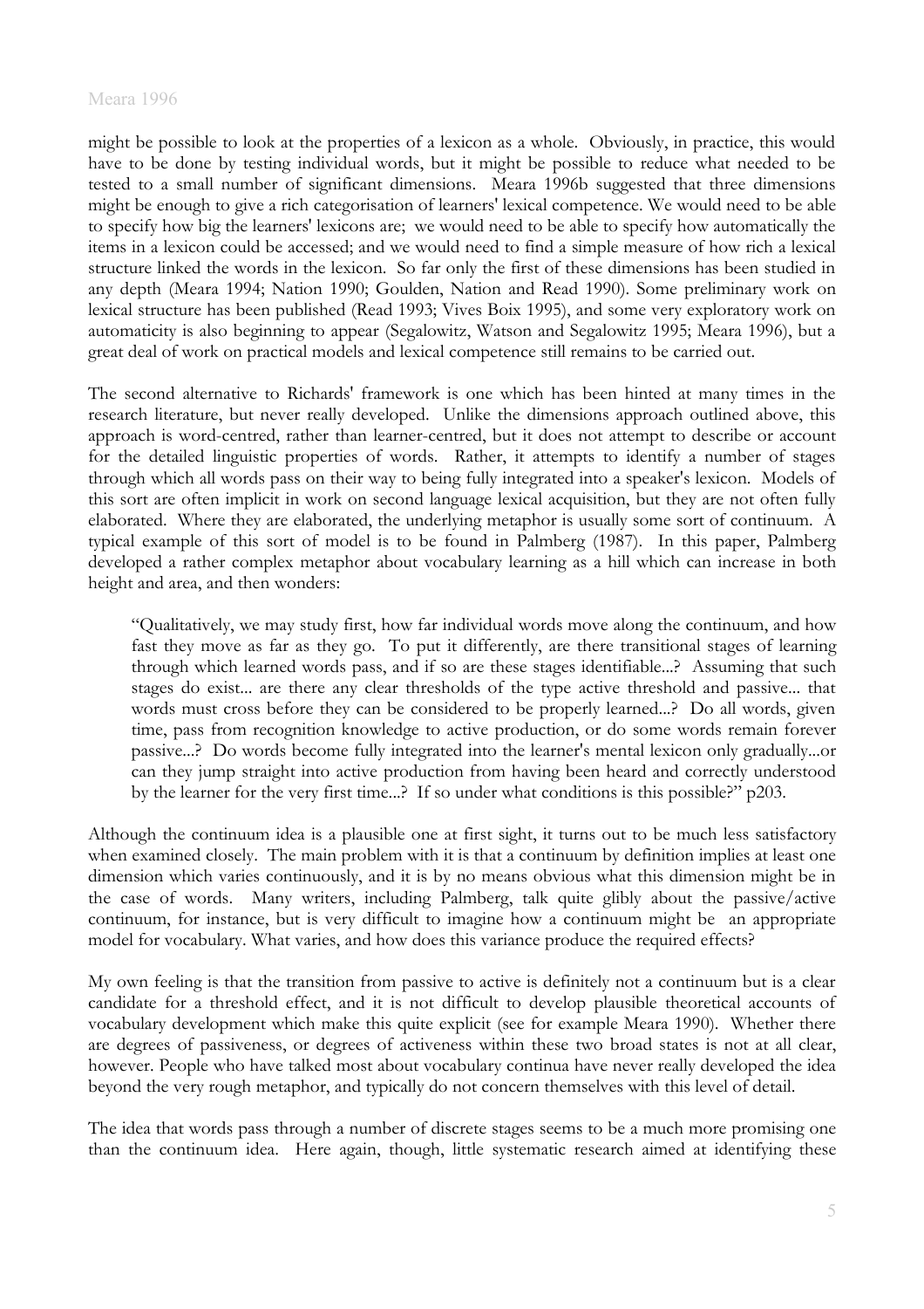might be possible to look at the properties of a lexicon as a whole. Obviously, in practice, this would have to be done by testing individual words, but it might be possible to reduce what needed to be tested to a small number of significant dimensions. Meara 1996b suggested that three dimensions might be enough to give a rich categorisation of learners' lexical competence. We would need to be able to specify how big the learners' lexicons are; we would need to be able to specify how automatically the items in a lexicon could be accessed; and we would need to find a simple measure of how rich a lexical structure linked the words in the lexicon. So far only the first of these dimensions has been studied in any depth (Meara 1994; Nation 1990; Goulden, Nation and Read 1990). Some preliminary work on lexical structure has been published (Read 1993; Vives Boix 1995), and some very exploratory work on automaticity is also beginning to appear (Segalowitz, Watson and Segalowitz 1995; Meara 1996), but a great deal of work on practical models and lexical competence still remains to be carried out.

The second alternative to Richards' framework is one which has been hinted at many times in the research literature, but never really developed. Unlike the dimensions approach outlined above, this approach is word-centred, rather than learner-centred, but it does not attempt to describe or account for the detailed linguistic properties of words. Rather, it attempts to identify a number of stages through which all words pass on their way to being fully integrated into a speaker's lexicon. Models of this sort are often implicit in work on second language lexical acquisition, but they are not often fully elaborated. Where they are elaborated, the underlying metaphor is usually some sort of continuum. A typical example of this sort of model is to be found in Palmberg (1987). In this paper, Palmberg developed a rather complex metaphor about vocabulary learning as a hill which can increase in both height and area, and then wonders:

> "Qualitatively, we may study first, how far individual words move along the continuum, and how fast they move as far as they go. To put it differently, are there transitional stages of learning through which learned words pass, and if so are these stages identifiable...? Assuming that such stages do exist... are there any clear thresholds of the type active threshold and passive... that words must cross before they can be considered to be properly learned...? Do all words, given time, pass from recognition knowledge to active production, or do some words remain forever passive...? Do words become fully integrated into the learner's mental lexicon only gradually...or can they jump straight into active production from having been heard and correctly understood by the learner for the very first time...? If so under what conditions is this possible?" p203.

Although the continuum idea is a plausible one at first sight, it turns out to be much less satisfactory when examined closely. The main problem with it is that a continuum by definition implies at least one dimension which varies continuously, and it is by no means obvious what this dimension might be in the case of words. Many writers, including Palmberg, talk quite glibly about the passive/active continuum, for instance, but is very difficult to imagine how a continuum might be an appropriate model for vocabulary. What varies, and how does this variance produce the required effects?

My own feeling is that the transition from passive to active is definitely not a continuum but is a clear candidate for a threshold effect, and it is not difficult to develop plausible theoretical accounts of vocabulary development which make this quite explicit (see for example Meara 1990). Whether there are degrees of passiveness, or degrees of activeness within these two broad states is not at all clear, however. People who have talked most about vocabulary continua have never really developed the idea beyond the very rough metaphor, and typically do not concern themselves with this level of detail.

The idea that words pass through a number of discrete stages seems to be a much more promising one than the continuum idea. Here again, though, little systematic research aimed at identifying these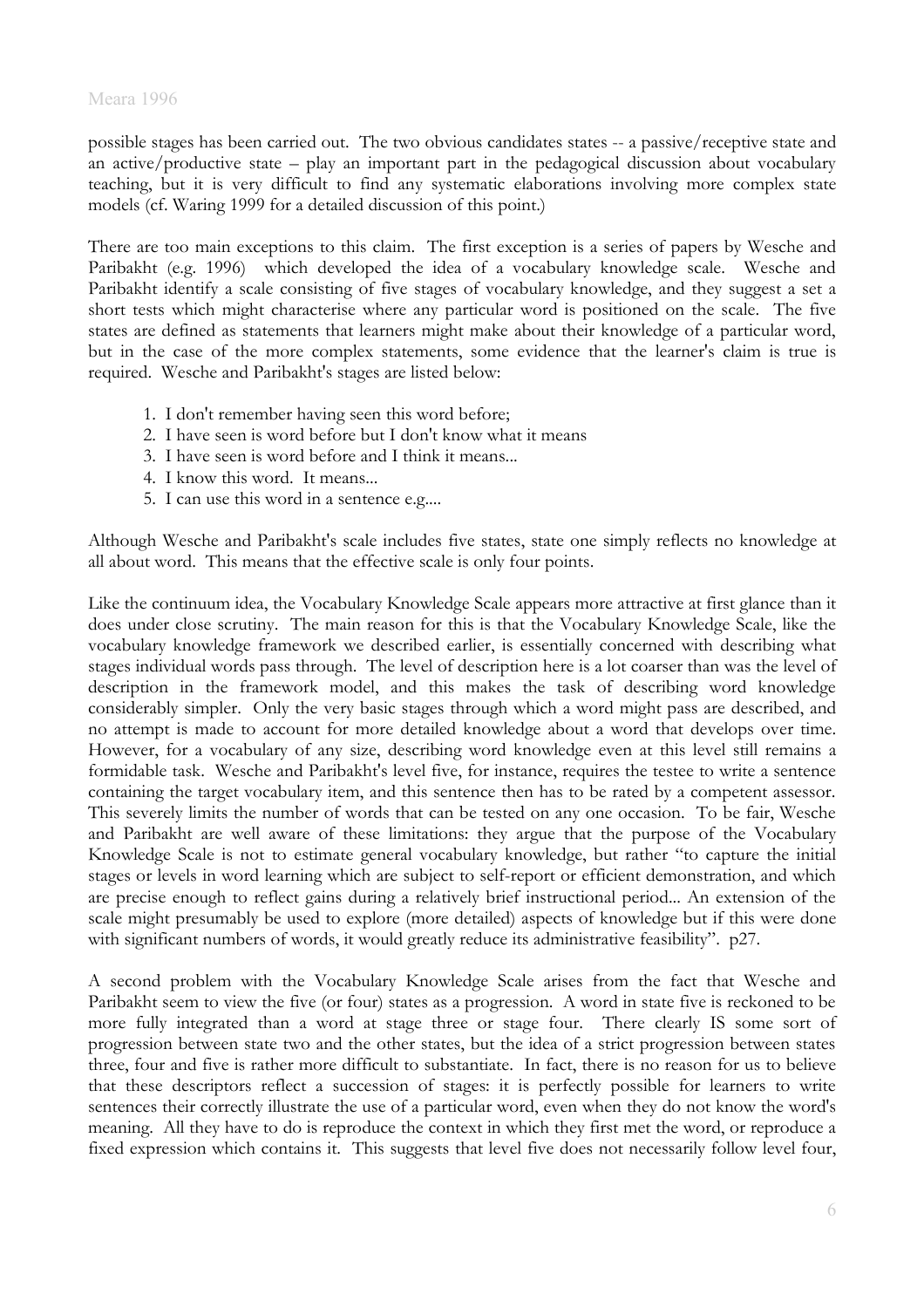possible stages has been carried out. The two obvious candidates states -- a passive/receptive state and an active/productive state – play an important part in the pedagogical discussion about vocabulary teaching, but it is very difficult to find any systematic elaborations involving more complex state models (cf. Waring 1999 for a detailed discussion of this point.)

There are too main exceptions to this claim. The first exception is a series of papers by Wesche and Paribakht (e.g. 1996) which developed the idea of a vocabulary knowledge scale. Wesche and Paribakht identify a scale consisting of five stages of vocabulary knowledge, and they suggest a set a short tests which might characterise where any particular word is positioned on the scale. The five states are defined as statements that learners might make about their knowledge of a particular word, but in the case of the more complex statements, some evidence that the learner's claim is true is required. Wesche and Paribakht's stages are listed below:

1. I don't remember having seen this word before;
2. I have seen is word before but I don't know what it means
3. I have seen is word before and I think it means...
4. I know this word. It means...
5. I can use this word in a sentence e.g....

Although Wesche and Paribakht's scale includes five states, state one simply reflects no knowledge at all about word. This means that the effective scale is only four points.

Like the continuum idea, the Vocabulary Knowledge Scale appears more attractive at first glance than it does under close scrutiny. The main reason for this is that the Vocabulary Knowledge Scale, like the vocabulary knowledge framework we described earlier, is essentially concerned with describing what stages individual words pass through. The level of description here is a lot coarser than was the level of description in the framework model, and this makes the task of describing word knowledge considerably simpler. Only the very basic stages through which a word might pass are described, and no attempt is made to account for more detailed knowledge about a word that develops over time. However, for a vocabulary of any size, describing word knowledge even at this level still remains a formidable task. Wesche and Paribakht's level five, for instance, requires the testee to write a sentence containing the target vocabulary item, and this sentence then has to be rated by a competent assessor. This severely limits the number of words that can be tested on any one occasion. To be fair, Wesche and Paribakht are well aware of these limitations: they argue that the purpose of the Vocabulary Knowledge Scale is not to estimate general vocabulary knowledge, but rather "to capture the initial stages or levels in word learning which are subject to self-report or efficient demonstration, and which are precise enough to reflect gains during a relatively brief instructional period... An extension of the scale might presumably be used to explore (more detailed) aspects of knowledge but if this were done with significant numbers of words, it would greatly reduce its administrative feasibility". p27.

A second problem with the Vocabulary Knowledge Scale arises from the fact that Wesche and Paribakht seem to view the five (or four) states as a progression. A word in state five is reckoned to be more fully integrated than a word at stage three or stage four. There clearly IS some sort of progression between state two and the other states, but the idea of a strict progression between states three, four and five is rather more difficult to substantiate. In fact, there is no reason for us to believe that these descriptors reflect a succession of stages: it is perfectly possible for learners to write sentences their correctly illustrate the use of a particular word, even when they do not know the word's meaning. All they have to do is reproduce the context in which they first met the word, or reproduce a fixed expression which contains it. This suggests that level five does not necessarily follow level four,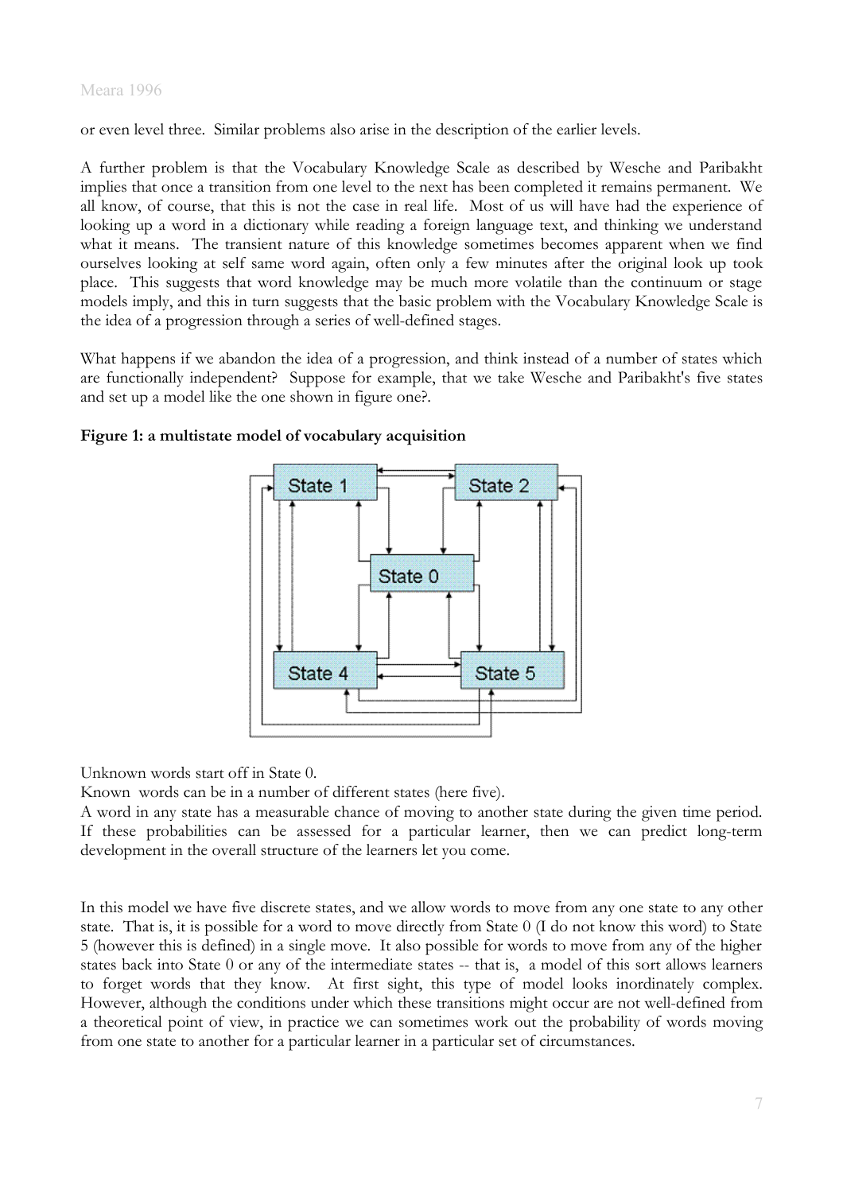or even level three. Similar problems also arise in the description of the earlier levels.

A further problem is that the Vocabulary Knowledge Scale as described by Wesche and Paribakht implies that once a transition from one level to the next has been completed it remains permanent. We all know, of course, that this is not the case in real life. Most of us will have had the experience of looking up a word in a dictionary while reading a foreign language text, and thinking we understand what it means. The transient nature of this knowledge sometimes becomes apparent when we find ourselves looking at self same word again, often only a few minutes after the original look up took place. This suggests that word knowledge may be much more volatile than the continuum or stage models imply, and this in turn suggests that the basic problem with the Vocabulary Knowledge Scale is the idea of a progression through a series of well-defined stages.

What happens if we abandon the idea of a progression, and think instead of a number of states which are functionally independent? Suppose for example, that we take Wesche and Paribakht's five states and set up a model like the one shown in figure one?.

**Figure 1: a multistate model of vocabulary acquisition**

Unknown words start off in State 0.
Known words can be in a number of different states (here five).
A word in any state has a measurable chance of moving to another state during the given time period. If these probabilities can be assessed for a particular learner, then we can predict long-term development in the overall structure of the learners let you come.

In this model we have five discrete states, and we allow words to move from any one state to any other state. That is, it is possible for a word to move directly from State 0 (I do not know this word) to State 5 (however this is defined) in a single move. It also possible for words to move from any of the higher states back into State 0 or any of the intermediate states -- that is, a model of this sort allows learners to forget words that they know. At first sight, this type of model looks inordinately complex. However, although the conditions under which these transitions might occur are not well-defined from a theoretical point of view, in practice we can sometimes work out the probability of words moving from one state to another for a particular learner in a particular set of circumstances.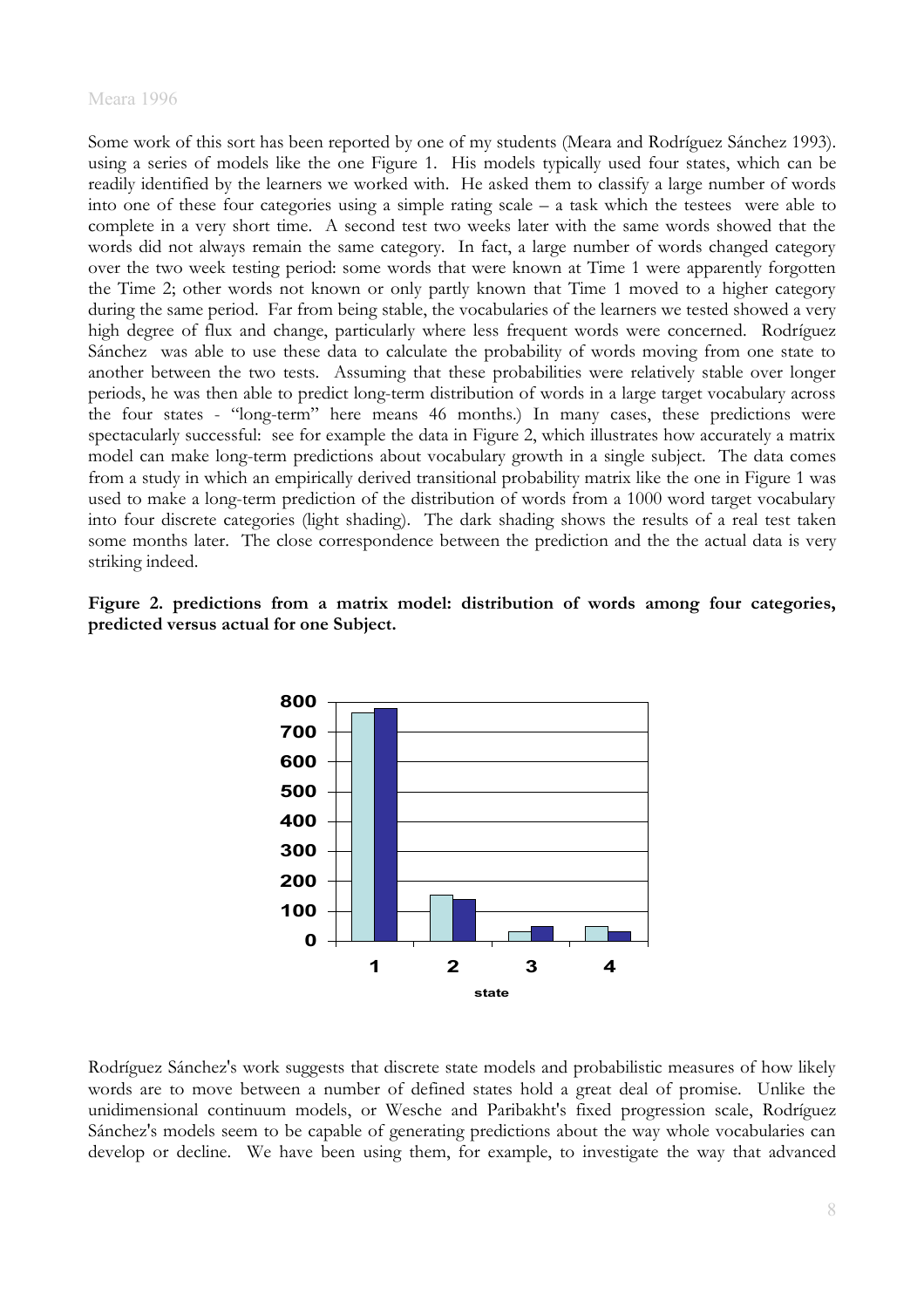Some work of this sort has been reported by one of my students (Meara and Rodríguez Sánchez 1993). using a series of models like the one Figure 1. His models typically used four states, which can be readily identified by the learners we worked with. He asked them to classify a large number of words into one of these four categories using a simple rating scale – a task which the testees were able to complete in a very short time. A second test two weeks later with the same words showed that the words did not always remain the same category. In fact, a large number of words changed category over the two week testing period: some words that were known at Time 1 were apparently forgotten the Time 2; other words not known or only partly known that Time 1 moved to a higher category during the same period. Far from being stable, the vocabularies of the learners we tested showed a very high degree of flux and change, particularly where less frequent words were concerned. Rodríguez Sánchez was able to use these data to calculate the probability of words moving from one state to another between the two tests. Assuming that these probabilities were relatively stable over longer periods, he was then able to predict long-term distribution of words in a large target vocabulary across the four states - "long-term" here means 46 months.) In many cases, these predictions were spectacularly successful: see for example the data in Figure 2, which illustrates how accurately a matrix model can make long-term predictions about vocabulary growth in a single subject. The data comes from a study in which an empirically derived transitional probability matrix like the one in Figure 1 was used to make a long-term prediction of the distribution of words from a 1000 word target vocabulary into four discrete categories (light shading). The dark shading shows the results of a real test taken some months later. The close correspondence between the prediction and the the actual data is very striking indeed.

**Figure 2. predictions from a matrix model: distribution of words among four categories, predicted versus actual for one Subject.**

Rodríguez Sánchez's work suggests that discrete state models and probabilistic measures of how likely words are to move between a number of defined states hold a great deal of promise. Unlike the unidimensional continuum models, or Wesche and Paribakht's fixed progression scale, Rodríguez Sánchez's models seem to be capable of generating predictions about the way whole vocabularies can develop or decline. We have been using them, for example, to investigate the way that advanced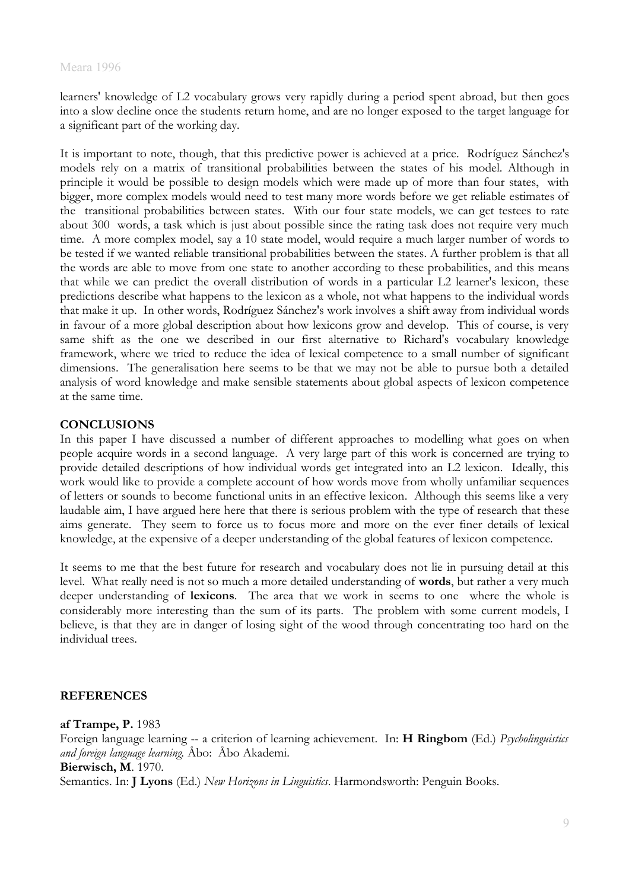learners' knowledge of L2 vocabulary grows very rapidly during a period spent abroad, but then goes into a slow decline once the students return home, and are no longer exposed to the target language for a significant part of the working day.

It is important to note, though, that this predictive power is achieved at a price. Rodríguez Sánchez's models rely on a matrix of transitional probabilities between the states of his model. Although in principle it would be possible to design models which were made up of more than four states, with bigger, more complex models would need to test many more words before we get reliable estimates of the transitional probabilities between states. With our four state models, we can get testees to rate about 300 words, a task which is just about possible since the rating task does not require very much time. A more complex model, say a 10 state model, would require a much larger number of words to be tested if we wanted reliable transitional probabilities between the states. A further problem is that all the words are able to move from one state to another according to these probabilities, and this means that while we can predict the overall distribution of words in a particular L2 learner's lexicon, these predictions describe what happens to the lexicon as a whole, not what happens to the individual words that make it up. In other words, Rodríguez Sánchez's work involves a shift away from individual words in favour of a more global description about how lexicons grow and develop. This of course, is very same shift as the one we described in our first alternative to Richard's vocabulary knowledge framework, where we tried to reduce the idea of lexical competence to a small number of significant dimensions. The generalisation here seems to be that we may not be able to pursue both a detailed analysis of word knowledge and make sensible statements about global aspects of lexicon competence at the same time.

## CONCLUSIONS

In this paper I have discussed a number of different approaches to modelling what goes on when people acquire words in a second language. A very large part of this work is concerned are trying to provide detailed descriptions of how individual words get integrated into an L2 lexicon. Ideally, this work would like to provide a complete account of how words move from wholly unfamiliar sequences of letters or sounds to become functional units in an effective lexicon. Although this seems like a very laudable aim, I have argued here here that there is serious problem with the type of research that these aims generate. They seem to force us to focus more and more on the ever finer details of lexical knowledge, at the expensive of a deeper understanding of the global features of lexicon competence.

It seems to me that the best future for research and vocabulary does not lie in pursuing detail at this level. What really need is not so much a more detailed understanding of **words**, but rather a very much deeper understanding of **lexicons**. The area that we work in seems to one where the whole is considerably more interesting than the sum of its parts. The problem with some current models, I believe, is that they are in danger of losing sight of the wood through concentrating too hard on the individual trees.

## REFERENCES

**af Trampe, P.** 1983
Foreign language learning -- a criterion of learning achievement. In: **H Ringbom** (Ed.) *Psycholinguistics and foreign language learning.* Åbo: Åbo Akademi.

**Bierwisch, M**. 1970.
Semantics. In: **J Lyons** (Ed.) *New Horizons in Linguistics*. Harmondsworth: Penguin Books.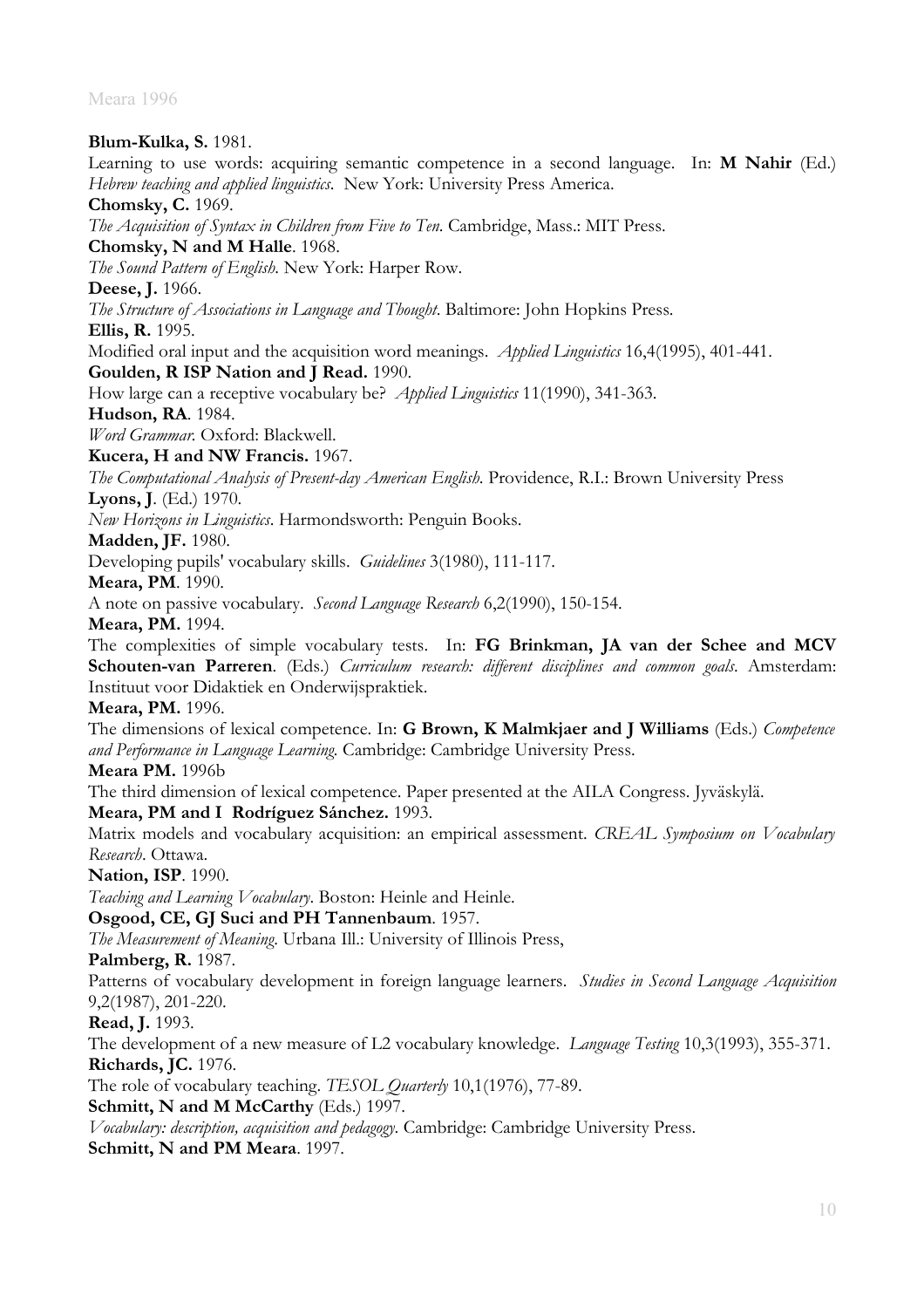**Blum-Kulka, S.** 1981.
Learning to use words: acquiring semantic competence in a second language. In: **M Nahir** (Ed.) *Hebrew teaching and applied linguistics*. New York: University Press America.
**Chomsky, C.** 1969.
*The Acquisition of Syntax in Children from Five to Ten*. Cambridge, Mass.: MIT Press.
**Chomsky, N and M Halle**. 1968.
*The Sound Pattern of English*. New York: Harper Row.
**Deese, J.** 1966.
*The Structure of Associations in Language and Thought*. Baltimore: John Hopkins Press.
**Ellis, R.** 1995.
Modified oral input and the acquisition word meanings. *Applied Linguistics* 16,4(1995), 401-441.
**Goulden, R ISP Nation and J Read.** 1990.
How large can a receptive vocabulary be? *Applied Linguistics* 11(1990), 341-363.
**Hudson, RA**. 1984.
*Word Grammar*. Oxford: Blackwell.
**Kucera, H and NW Francis.** 1967.
*The Computational Analysis of Present-day American English*. Providence, R.I.: Brown University Press
**Lyons, J**. (Ed.) 1970.
*New Horizons in Linguistics*. Harmondsworth: Penguin Books.
**Madden, JF.** 1980.
Developing pupils' vocabulary skills. *Guidelines* 3(1980), 111-117.
**Meara, PM**. 1990.
A note on passive vocabulary. *Second Language Research* 6,2(1990), 150-154.
**Meara, PM.** 1994.
The complexities of simple vocabulary tests. In: **FG Brinkman, JA van der Schee and MCV Schouten-van Parreren**. (Eds.) *Curriculum research: different disciplines and common goals*. Amsterdam: Instituut voor Didaktiek en Onderwijspraktiek.
**Meara, PM.** 1996.
The dimensions of lexical competence. In: **G Brown, K Malmkjaer and J Williams** (Eds.) *Competence and Performance in Language Learning*. Cambridge: Cambridge University Press.
**Meara PM.** 1996b
The third dimension of lexical competence. Paper presented at the AILA Congress. Jyväskylä.
**Meara, PM and I Rodríguez Sánchez.** 1993.
Matrix models and vocabulary acquisition: an empirical assessment. *CREAL Symposium on Vocabulary Research*. Ottawa.
**Nation, ISP**. 1990.
*Teaching and Learning Vocabulary*. Boston: Heinle and Heinle.
**Osgood, CE, GJ Suci and PH Tannenbaum**. 1957.
*The Measurement of Meaning*. Urbana Ill.: University of Illinois Press,
**Palmberg, R.** 1987.
Patterns of vocabulary development in foreign language learners. *Studies in Second Language Acquisition* 9,2(1987), 201-220.
**Read, J.** 1993.
The development of a new measure of L2 vocabulary knowledge. *Language Testing* 10,3(1993), 355-371.
**Richards, JC.** 1976.
The role of vocabulary teaching. *TESOL Quarterly* 10,1(1976), 77-89.
**Schmitt, N and M McCarthy** (Eds.) 1997.
*Vocabulary: description, acquisition and pedagogy*. Cambridge: Cambridge University Press.
**Schmitt, N and PM Meara**. 1997.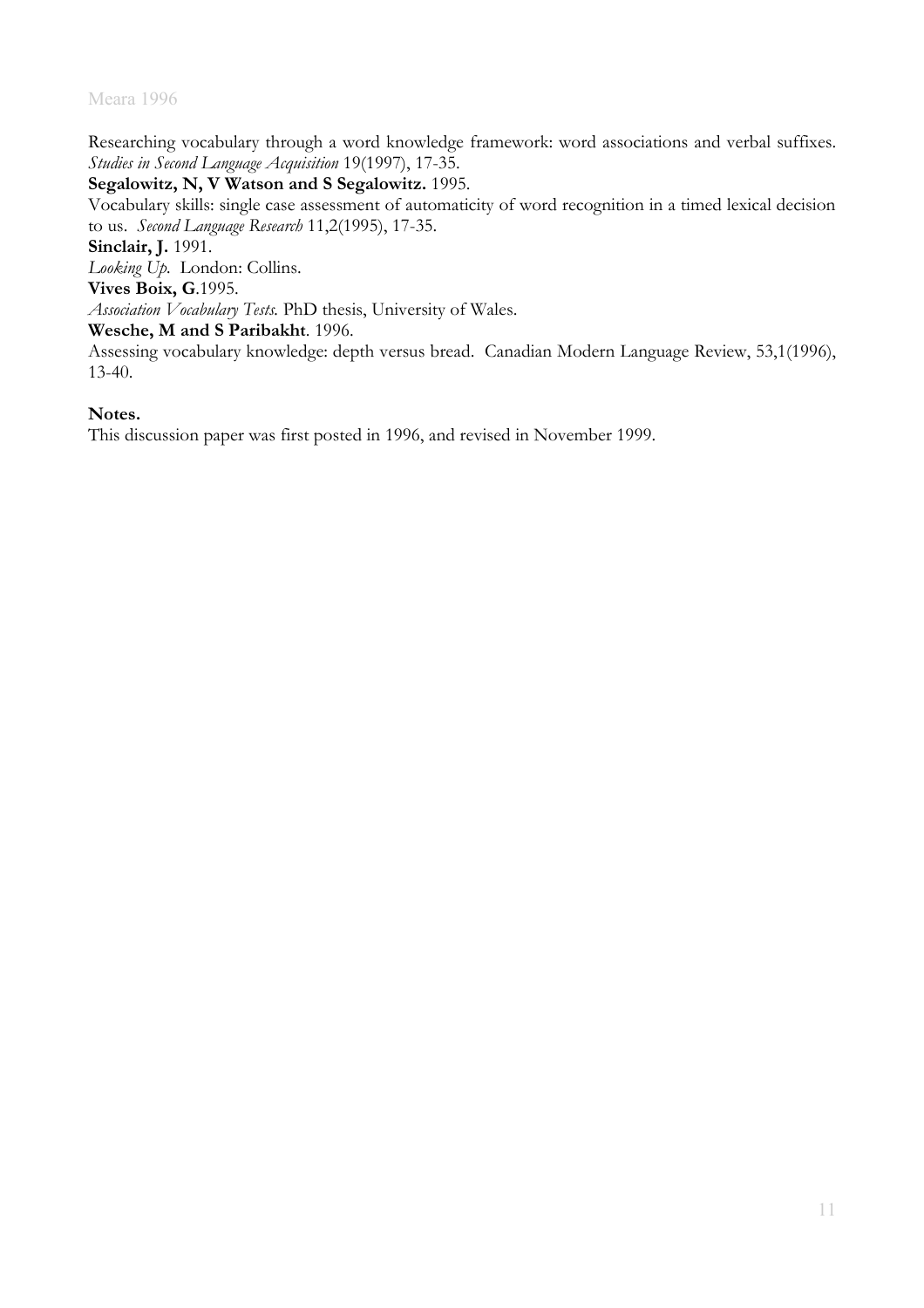Researching vocabulary through a word knowledge framework: word associations and verbal suffixes. *Studies in Second Language Acquisition* 19(1997), 17-35.

**Segalowitz, N, V Watson and S Segalowitz.** 1995.

Vocabulary skills: single case assessment of automaticity of word recognition in a timed lexical decision to us. *Second Language Research* 11,2(1995), 17-35.

**Sinclair, J.** 1991.

*Looking Up.* London: Collins.

**Vives Boix, G**.1995.

*Association Vocabulary Tests.* PhD thesis, University of Wales.

**Wesche, M and S Paribakht**. 1996.

Assessing vocabulary knowledge: depth versus bread. Canadian Modern Language Review, 53,1(1996), 13-40.

**Notes.**

This discussion paper was first posted in 1996, and revised in November 1999.